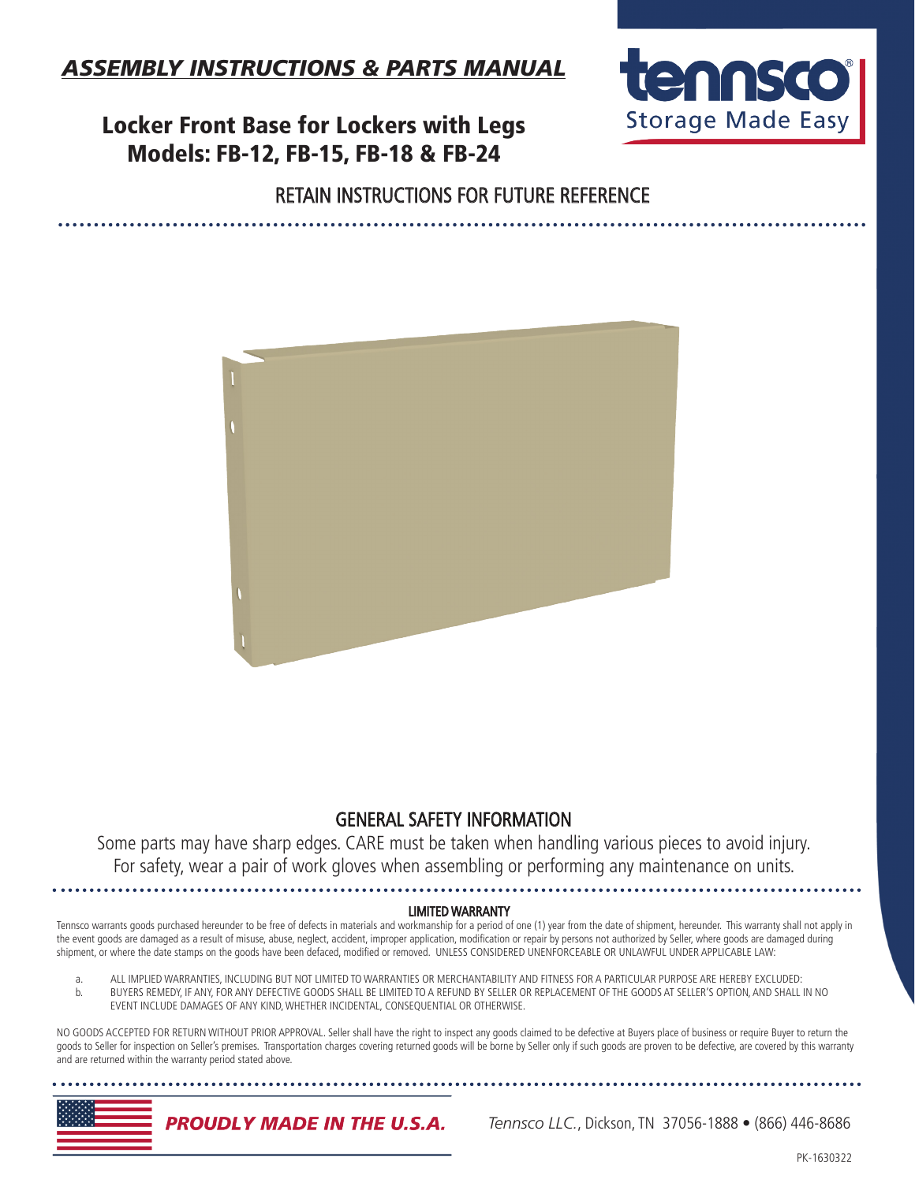# *ASSEMBLY INSTRUCTIONS & PARTS MANUAL*

tennsco®
Storage Made Easy

## Locker Front Base for Lockers with Legs
## Models: FB-12, FB-15, FB-18 & FB-24

RETAIN INSTRUCTIONS FOR FUTURE REFERENCE

## GENERAL SAFETY INFORMATION

Some parts may have sharp edges. CARE must be taken when handling various pieces to avoid injury. For safety, wear a pair of work gloves when assembling or performing any maintenance on units.

### LIMITED WARRANTY

Tennsco warrants goods purchased hereunder to be free of defects in materials and workmanship for a period of one (1) year from the date of shipment, hereunder. This warranty shall not apply in the event goods are damaged as a result of misuse, abuse, neglect, accident, improper application, modification or repair by persons not authorized by Seller, where goods are damaged during shipment, or where the date stamps on the goods have been defaced, modified or removed. UNLESS CONSIDERED UNENFORCEABLE OR UNLAWFUL UNDER APPLICABLE LAW:

a. ALL IMPLIED WARRANTIES, INCLUDING BUT NOT LIMITED TO WARRANTIES OR MERCHANTABILITY AND FITNESS FOR A PARTICULAR PURPOSE ARE HEREBY EXCLUDED:
b. BUYERS REMEDY, IF ANY, FOR ANY DEFECTIVE GOODS SHALL BE LIMITED TO A REFUND BY SELLER OR REPLACEMENT OF THE GOODS AT SELLER'S OPTION, AND SHALL IN NO EVENT INCLUDE DAMAGES OF ANY KIND, WHETHER INCIDENTAL, CONSEQUENTIAL OR OTHERWISE.

NO GOODS ACCEPTED FOR RETURN WITHOUT PRIOR APPROVAL. Seller shall have the right to inspect any goods claimed to be defective at Buyers place of business or require Buyer to return the goods to Seller for inspection on Seller's premises. Transportation charges covering returned goods will be borne by Seller only if such goods are proven to be defective, are covered by this warranty and are returned within the warranty period stated above.

***PROUDLY MADE IN THE U.S.A.***

*Tennsco LLC.*, Dickson, TN 37056-1888 • (866) 446-8686

PK-1630322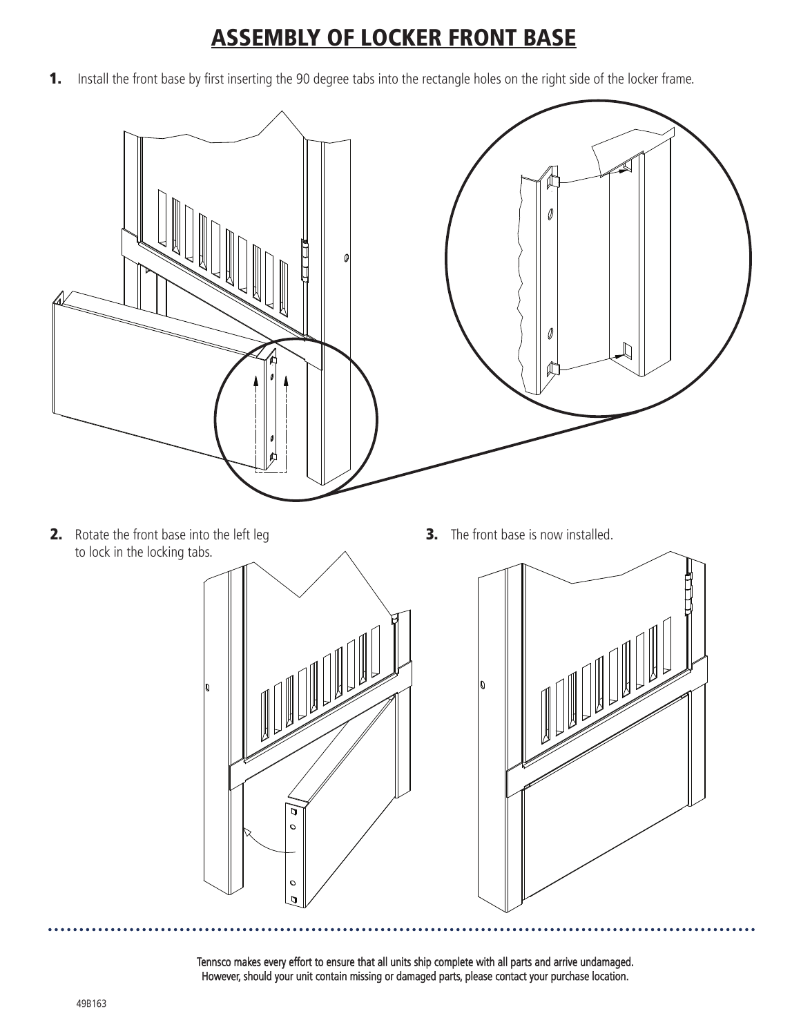# ASSEMBLY OF LOCKER FRONT BASE

**1.** Install the front base by first inserting the 90 degree tabs into the rectangle holes on the right side of the locker frame.

**2.** Rotate the front base into the left leg to lock in the locking tabs.

**3.** The front base is now installed.

Tennsco makes every effort to ensure that all units ship complete with all parts and arrive undamaged. However, should your unit contain missing or damaged parts, please contact your purchase location.

49B163